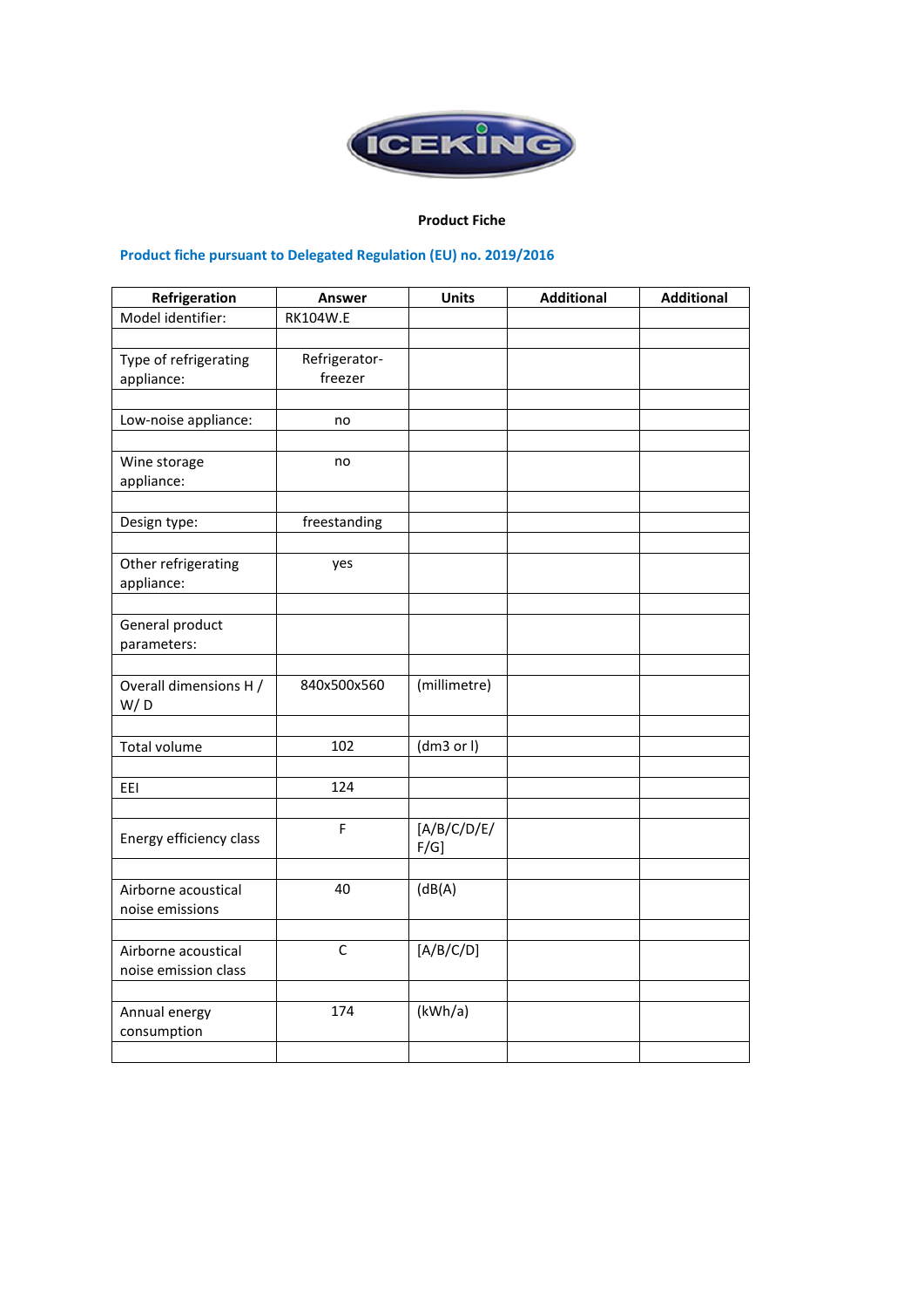**Product Fiche**

**Product fiche pursuant to Delegated Regulation (EU) no. 2019/2016**

| Refrigeration | Answer | Units | Additional | Additional |
|---|---|---|---|---|
| Model identifier: | RK104W.E | | | |
| | | | | |
| Type of refrigerating appliance: | Refrigerator-freezer | | | |
| | | | | |
| Low-noise appliance: | no | | | |
| | | | | |
| Wine storage appliance: | no | | | |
| | | | | |
| Design type: | freestanding | | | |
| | | | | |
| Other refrigerating appliance: | yes | | | |
| | | | | |
| General product parameters: | | | | |
| | | | | |
| Overall dimensions H / W/ D | 840x500x560 | (millimetre) | | |
| | | | | |
| Total volume | 102 | (dm3 or l) | | |
| | | | | |
| EEI | 124 | | | |
| | | | | |
| Energy efficiency class | F | [A/B/C/D/E/F/G] | | |
| | | | | |
| Airborne acoustical noise emissions | 40 | (dB(A) | | |
| | | | | |
| Airborne acoustical noise emission class | C | [A/B/C/D] | | |
| | | | | |
| Annual energy consumption | 174 | (kWh/a) | | |
| | | | | |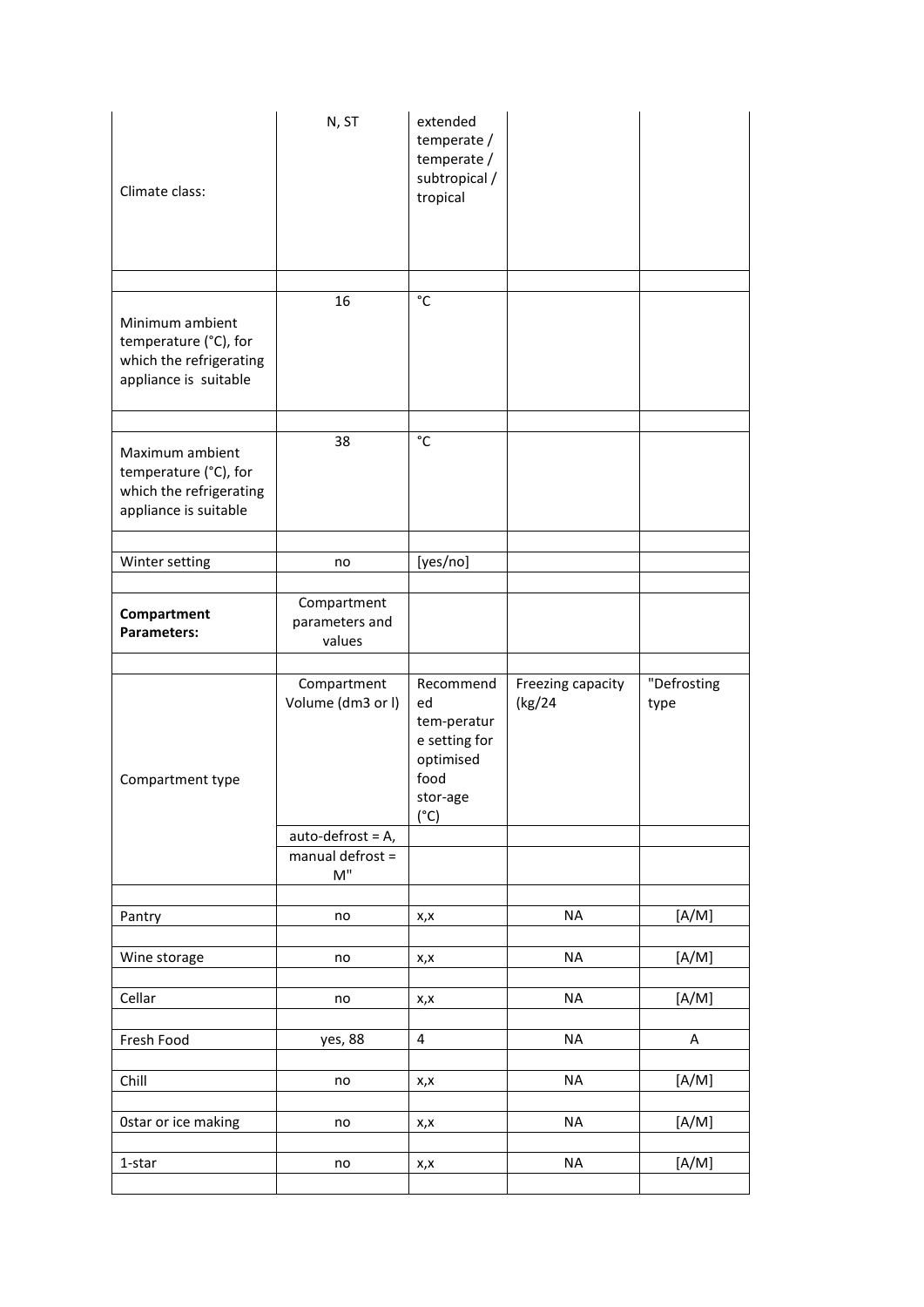| Climate class: | N, ST | extended temperate / temperate / subtropical / tropical | | |
|---|---|---|---|---|
| | | | | |
| Minimum ambient temperature (°C), for which the refrigerating appliance is suitable | 16 | °C | | |
| | | | | |
| Maximum ambient temperature (°C), for which the refrigerating appliance is suitable | 38 | °C | | |
| | | | | |
| Winter setting | no | [yes/no] | | |
| | | | | |
| **Compartment Parameters:** | Compartment parameters and values | | | |
| | | | | |
| Compartment type | Compartment Volume (dm3 or l) | Recommended tem-perature setting for optimised food stor-age (°C) | Freezing capacity (kg/24 | "Defrosting type |
| | auto-defrost = A, | | | |
| | manual defrost = M" | | | |
| | | | | |
| Pantry | no | x,x | NA | [A/M] |
| | | | | |
| Wine storage | no | x,x | NA | [A/M] |
| | | | | |
| Cellar | no | x,x | NA | [A/M] |
| | | | | |
| Fresh Food | yes, 88 | 4 | NA | A |
| | | | | |
| Chill | no | x,x | NA | [A/M] |
| | | | | |
| 0star or ice making | no | x,x | NA | [A/M] |
| | | | | |
| 1-star | no | x,x | NA | [A/M] |
| | | | | |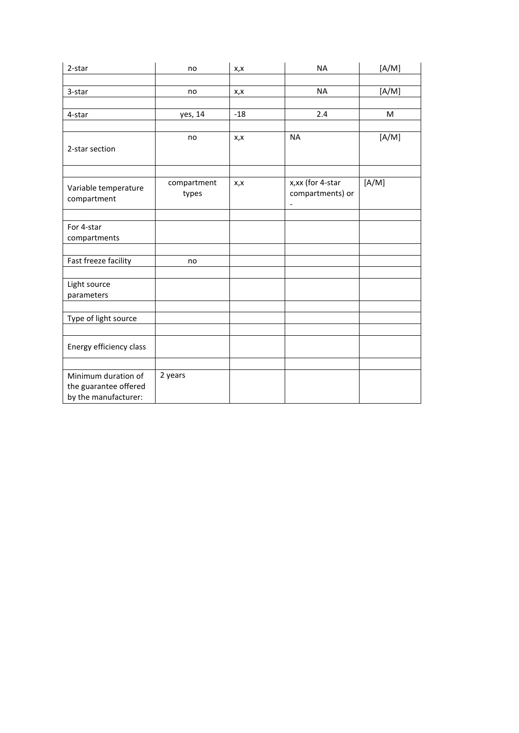| | | | | |
|---|---|---|---|---|
| 2-star | no | x,x | NA | [A/M] |
| | | | | |
| 3-star | no | x,x | NA | [A/M] |
| | | | | |
| 4-star | yes, 14 | -18 | 2.4 | M |
| | | | | |
| 2-star section | no | x,x | NA | [A/M] |
| | | | | |
| Variable temperature compartment | compartment types | x,x | x,xx (for 4-star compartments) or - | [A/M] |
| | | | | |
| For 4-star compartments | | | | |
| | | | | |
| Fast freeze facility | no | | | |
| | | | | |
| Light source parameters | | | | |
| | | | | |
| Type of light source | | | | |
| | | | | |
| Energy efficiency class | | | | |
| | | | | |
| Minimum duration of the guarantee offered by the manufacturer: | 2 years | | | |